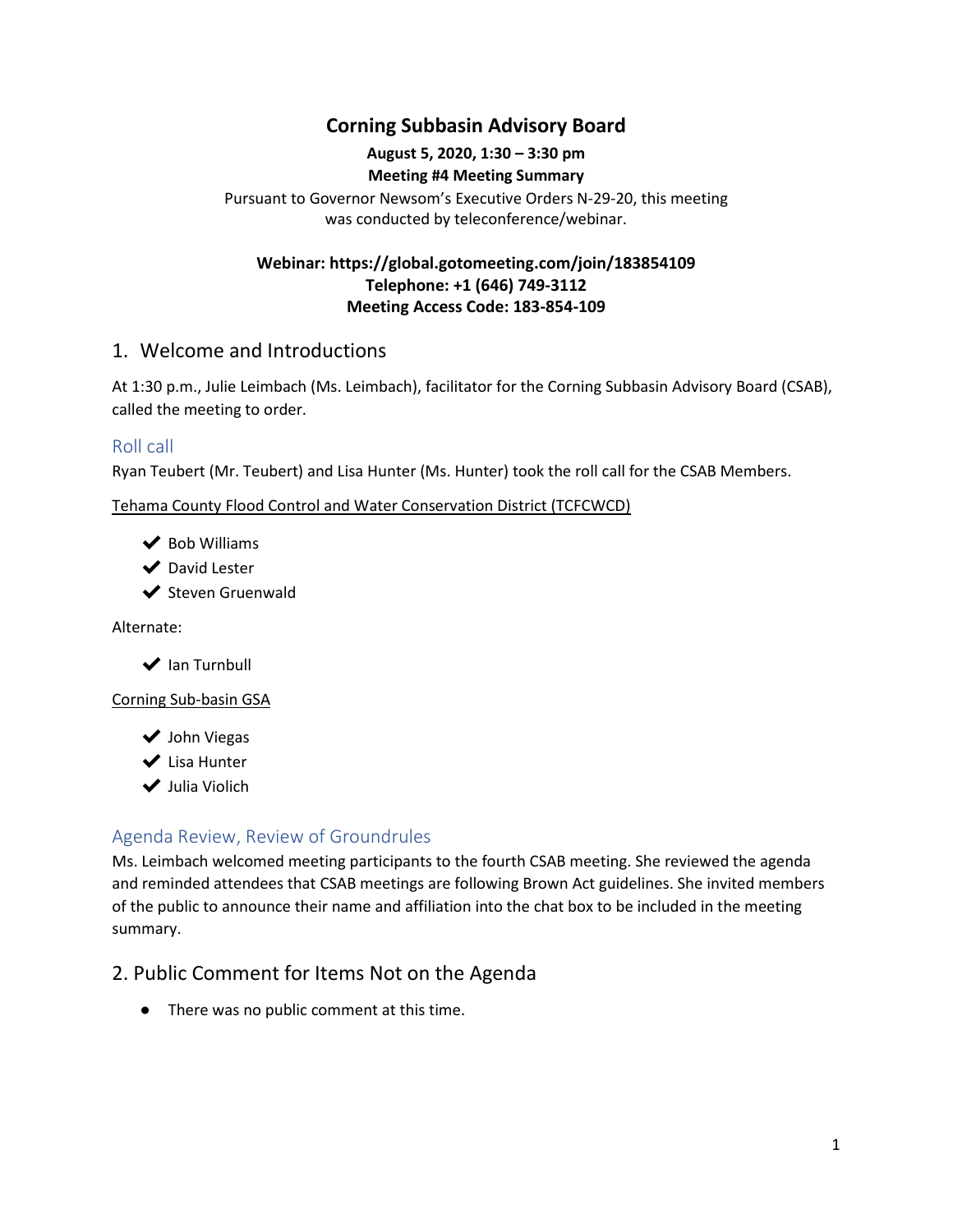# Corning Subbasin Advisory Board

**August 5, 2020, 1:30 – 3:30 pm**
**Meeting #4 Meeting Summary**

Pursuant to Governor Newsom's Executive Orders N-29-20, this meeting was conducted by teleconference/webinar.

**Webinar: https://global.gotomeeting.com/join/183854109**
**Telephone: +1 (646) 749-3112**
**Meeting Access Code: 183-854-109**

## 1. Welcome and Introductions

At 1:30 p.m., Julie Leimbach (Ms. Leimbach), facilitator for the Corning Subbasin Advisory Board (CSAB), called the meeting to order.

### Roll call

Ryan Teubert (Mr. Teubert) and Lisa Hunter (Ms. Hunter) took the roll call for the CSAB Members.

Tehama County Flood Control and Water Conservation District (TCFCWCD)

- ✔ Bob Williams
- ✔ David Lester
- ✔ Steven Gruenwald

Alternate:

- ✔ Ian Turnbull

Corning Sub-basin GSA

- ✔ John Viegas
- ✔ Lisa Hunter
- ✔ Julia Violich

### Agenda Review, Review of Groundrules

Ms. Leimbach welcomed meeting participants to the fourth CSAB meeting. She reviewed the agenda and reminded attendees that CSAB meetings are following Brown Act guidelines. She invited members of the public to announce their name and affiliation into the chat box to be included in the meeting summary.

## 2. Public Comment for Items Not on the Agenda

- There was no public comment at this time.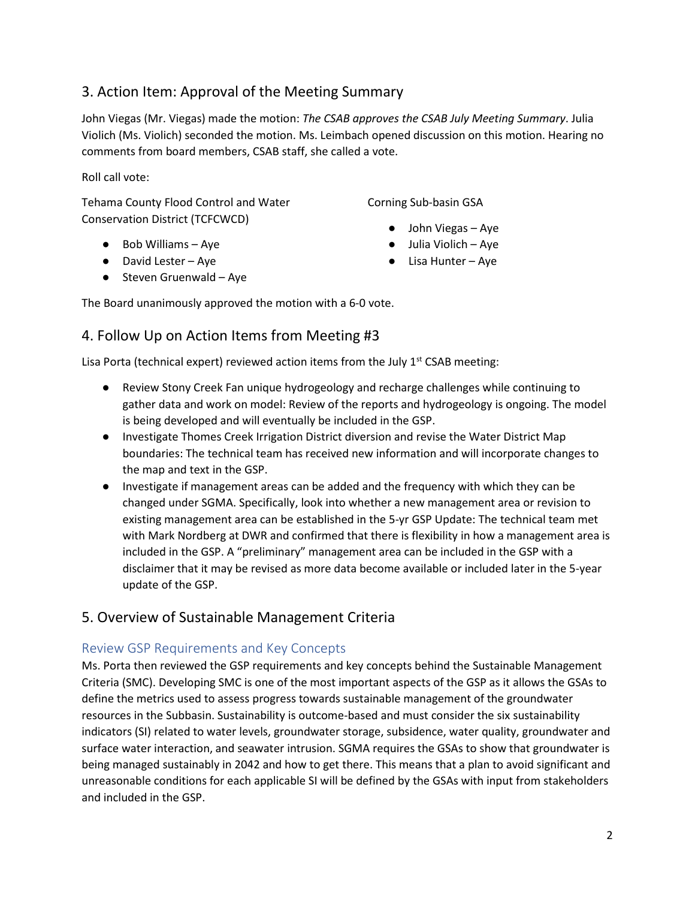## 3. Action Item: Approval of the Meeting Summary

John Viegas (Mr. Viegas) made the motion: *The CSAB approves the CSAB July Meeting Summary*. Julia Violich (Ms. Violich) seconded the motion. Ms. Leimbach opened discussion on this motion. Hearing no comments from board members, CSAB staff, she called a vote.

Roll call vote:

Tehama County Flood Control and Water Conservation District (TCFCWCD)

- Bob Williams – Aye
- David Lester – Aye
- Steven Gruenwald – Aye

Corning Sub-basin GSA

- John Viegas – Aye
- Julia Violich – Aye
- Lisa Hunter – Aye

The Board unanimously approved the motion with a 6-0 vote.

## 4. Follow Up on Action Items from Meeting #3

Lisa Porta (technical expert) reviewed action items from the July 1st CSAB meeting:

- Review Stony Creek Fan unique hydrogeology and recharge challenges while continuing to gather data and work on model: Review of the reports and hydrogeology is ongoing. The model is being developed and will eventually be included in the GSP.
- Investigate Thomes Creek Irrigation District diversion and revise the Water District Map boundaries: The technical team has received new information and will incorporate changes to the map and text in the GSP.
- Investigate if management areas can be added and the frequency with which they can be changed under SGMA. Specifically, look into whether a new management area or revision to existing management area can be established in the 5-yr GSP Update: The technical team met with Mark Nordberg at DWR and confirmed that there is flexibility in how a management area is included in the GSP. A "preliminary" management area can be included in the GSP with a disclaimer that it may be revised as more data become available or included later in the 5-year update of the GSP.

## 5. Overview of Sustainable Management Criteria

### Review GSP Requirements and Key Concepts

Ms. Porta then reviewed the GSP requirements and key concepts behind the Sustainable Management Criteria (SMC). Developing SMC is one of the most important aspects of the GSP as it allows the GSAs to define the metrics used to assess progress towards sustainable management of the groundwater resources in the Subbasin. Sustainability is outcome-based and must consider the six sustainability indicators (SI) related to water levels, groundwater storage, subsidence, water quality, groundwater and surface water interaction, and seawater intrusion. SGMA requires the GSAs to show that groundwater is being managed sustainably in 2042 and how to get there. This means that a plan to avoid significant and unreasonable conditions for each applicable SI will be defined by the GSAs with input from stakeholders and included in the GSP.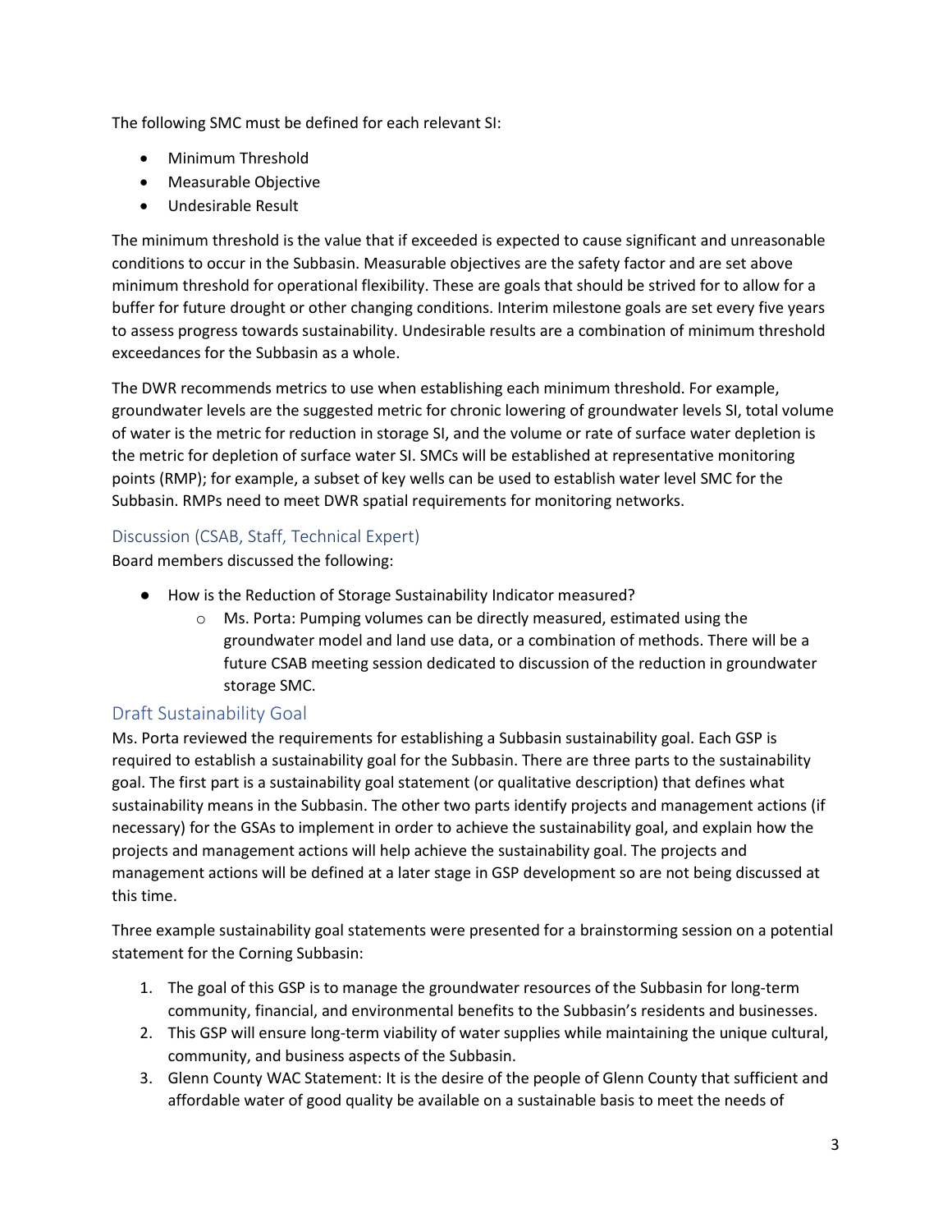The following SMC must be defined for each relevant SI:

- Minimum Threshold
- Measurable Objective
- Undesirable Result

The minimum threshold is the value that if exceeded is expected to cause significant and unreasonable conditions to occur in the Subbasin. Measurable objectives are the safety factor and are set above minimum threshold for operational flexibility. These are goals that should be strived for to allow for a buffer for future drought or other changing conditions. Interim milestone goals are set every five years to assess progress towards sustainability. Undesirable results are a combination of minimum threshold exceedances for the Subbasin as a whole.

The DWR recommends metrics to use when establishing each minimum threshold. For example, groundwater levels are the suggested metric for chronic lowering of groundwater levels SI, total volume of water is the metric for reduction in storage SI, and the volume or rate of surface water depletion is the metric for depletion of surface water SI. SMCs will be established at representative monitoring points (RMP); for example, a subset of key wells can be used to establish water level SMC for the Subbasin. RMPs need to meet DWR spatial requirements for monitoring networks.

### Discussion (CSAB, Staff, Technical Expert)

Board members discussed the following:

- How is the Reduction of Storage Sustainability Indicator measured?
  - Ms. Porta: Pumping volumes can be directly measured, estimated using the groundwater model and land use data, or a combination of methods. There will be a future CSAB meeting session dedicated to discussion of the reduction in groundwater storage SMC.

## Draft Sustainability Goal

Ms. Porta reviewed the requirements for establishing a Subbasin sustainability goal. Each GSP is required to establish a sustainability goal for the Subbasin. There are three parts to the sustainability goal. The first part is a sustainability goal statement (or qualitative description) that defines what sustainability means in the Subbasin. The other two parts identify projects and management actions (if necessary) for the GSAs to implement in order to achieve the sustainability goal, and explain how the projects and management actions will help achieve the sustainability goal. The projects and management actions will be defined at a later stage in GSP development so are not being discussed at this time.

Three example sustainability goal statements were presented for a brainstorming session on a potential statement for the Corning Subbasin:

1. The goal of this GSP is to manage the groundwater resources of the Subbasin for long-term community, financial, and environmental benefits to the Subbasin's residents and businesses.
2. This GSP will ensure long-term viability of water supplies while maintaining the unique cultural, community, and business aspects of the Subbasin.
3. Glenn County WAC Statement: It is the desire of the people of Glenn County that sufficient and affordable water of good quality be available on a sustainable basis to meet the needs of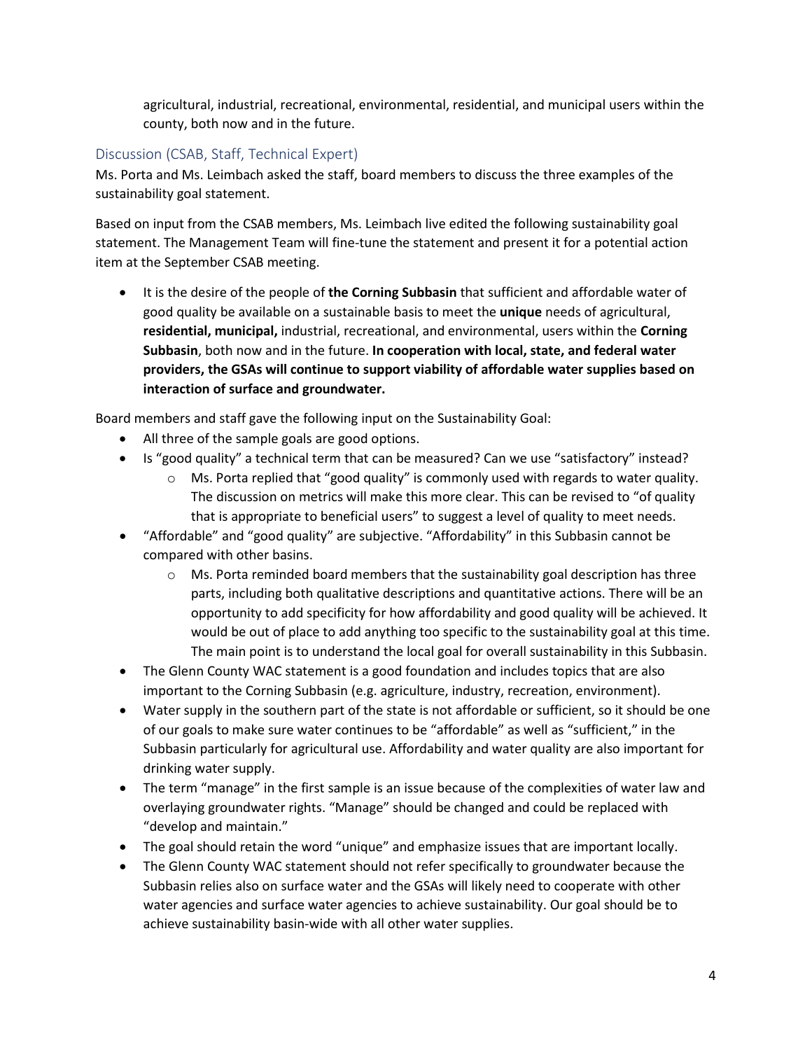agricultural, industrial, recreational, environmental, residential, and municipal users within the county, both now and in the future.

### Discussion (CSAB, Staff, Technical Expert)

Ms. Porta and Ms. Leimbach asked the staff, board members to discuss the three examples of the sustainability goal statement.

Based on input from the CSAB members, Ms. Leimbach live edited the following sustainability goal statement. The Management Team will fine-tune the statement and present it for a potential action item at the September CSAB meeting.

- It is the desire of the people of **the Corning Subbasin** that sufficient and affordable water of good quality be available on a sustainable basis to meet the **unique** needs of agricultural, **residential, municipal,** industrial, recreational, and environmental, users within the **Corning Subbasin**, both now and in the future. **In cooperation with local, state, and federal water providers, the GSAs will continue to support viability of affordable water supplies based on interaction of surface and groundwater.**

Board members and staff gave the following input on the Sustainability Goal:

- All three of the sample goals are good options.
- Is "good quality" a technical term that can be measured? Can we use "satisfactory" instead?
  - Ms. Porta replied that "good quality" is commonly used with regards to water quality. The discussion on metrics will make this more clear. This can be revised to "of quality that is appropriate to beneficial users" to suggest a level of quality to meet needs.
- "Affordable" and "good quality" are subjective. "Affordability" in this Subbasin cannot be compared with other basins.
  - Ms. Porta reminded board members that the sustainability goal description has three parts, including both qualitative descriptions and quantitative actions. There will be an opportunity to add specificity for how affordability and good quality will be achieved. It would be out of place to add anything too specific to the sustainability goal at this time. The main point is to understand the local goal for overall sustainability in this Subbasin.
- The Glenn County WAC statement is a good foundation and includes topics that are also important to the Corning Subbasin (e.g. agriculture, industry, recreation, environment).
- Water supply in the southern part of the state is not affordable or sufficient, so it should be one of our goals to make sure water continues to be "affordable" as well as "sufficient," in the Subbasin particularly for agricultural use. Affordability and water quality are also important for drinking water supply.
- The term "manage" in the first sample is an issue because of the complexities of water law and overlaying groundwater rights. "Manage" should be changed and could be replaced with "develop and maintain."
- The goal should retain the word "unique" and emphasize issues that are important locally.
- The Glenn County WAC statement should not refer specifically to groundwater because the Subbasin relies also on surface water and the GSAs will likely need to cooperate with other water agencies and surface water agencies to achieve sustainability. Our goal should be to achieve sustainability basin-wide with all other water supplies.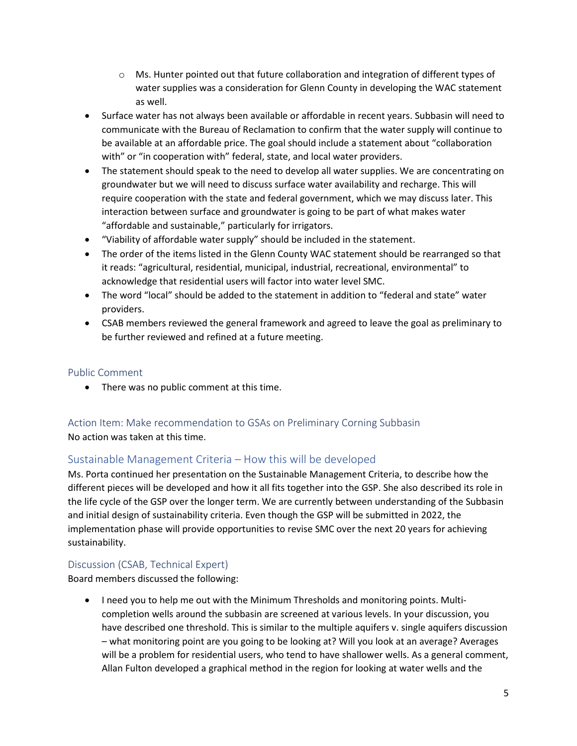- Ms. Hunter pointed out that future collaboration and integration of different types of water supplies was a consideration for Glenn County in developing the WAC statement as well.
- Surface water has not always been available or affordable in recent years. Subbasin will need to communicate with the Bureau of Reclamation to confirm that the water supply will continue to be available at an affordable price. The goal should include a statement about "collaboration with" or "in cooperation with" federal, state, and local water providers.
- The statement should speak to the need to develop all water supplies. We are concentrating on groundwater but we will need to discuss surface water availability and recharge. This will require cooperation with the state and federal government, which we may discuss later. This interaction between surface and groundwater is going to be part of what makes water "affordable and sustainable," particularly for irrigators.
- "Viability of affordable water supply" should be included in the statement.
- The order of the items listed in the Glenn County WAC statement should be rearranged so that it reads: "agricultural, residential, municipal, industrial, recreational, environmental" to acknowledge that residential users will factor into water level SMC.
- The word "local" should be added to the statement in addition to "federal and state" water providers.
- CSAB members reviewed the general framework and agreed to leave the goal as preliminary to be further reviewed and refined at a future meeting.

### Public Comment

- There was no public comment at this time.

### Action Item: Make recommendation to GSAs on Preliminary Corning Subbasin

No action was taken at this time.

### Sustainable Management Criteria – How this will be developed

Ms. Porta continued her presentation on the Sustainable Management Criteria, to describe how the different pieces will be developed and how it all fits together into the GSP. She also described its role in the life cycle of the GSP over the longer term. We are currently between understanding of the Subbasin and initial design of sustainability criteria. Even though the GSP will be submitted in 2022, the implementation phase will provide opportunities to revise SMC over the next 20 years for achieving sustainability.

### Discussion (CSAB, Technical Expert)

Board members discussed the following:

- I need you to help me out with the Minimum Thresholds and monitoring points. Multi-completion wells around the subbasin are screened at various levels. In your discussion, you have described one threshold. This is similar to the multiple aquifers v. single aquifers discussion – what monitoring point are you going to be looking at? Will you look at an average? Averages will be a problem for residential users, who tend to have shallower wells. As a general comment, Allan Fulton developed a graphical method in the region for looking at water wells and the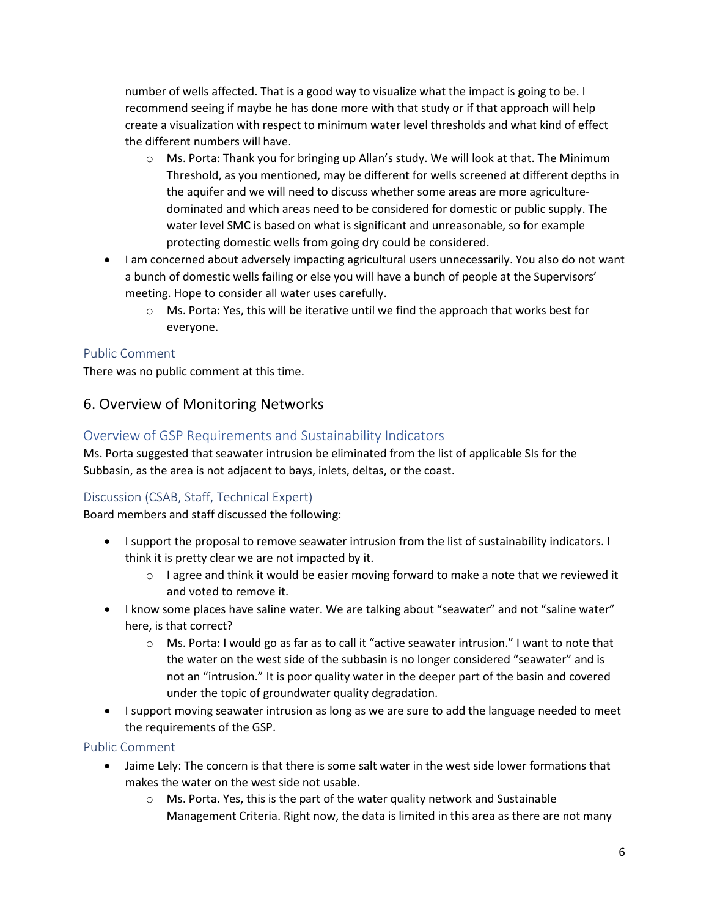number of wells affected. That is a good way to visualize what the impact is going to be. I recommend seeing if maybe he has done more with that study or if that approach will help create a visualization with respect to minimum water level thresholds and what kind of effect the different numbers will have.

  - Ms. Porta: Thank you for bringing up Allan's study. We will look at that. The Minimum Threshold, as you mentioned, may be different for wells screened at different depths in the aquifer and we will need to discuss whether some areas are more agriculture-dominated and which areas need to be considered for domestic or public supply. The water level SMC is based on what is significant and unreasonable, so for example protecting domestic wells from going dry could be considered.

- I am concerned about adversely impacting agricultural users unnecessarily. You also do not want a bunch of domestic wells failing or else you will have a bunch of people at the Supervisors' meeting. Hope to consider all water uses carefully.
  - Ms. Porta: Yes, this will be iterative until we find the approach that works best for everyone.

### Public Comment

There was no public comment at this time.

## 6. Overview of Monitoring Networks

### Overview of GSP Requirements and Sustainability Indicators

Ms. Porta suggested that seawater intrusion be eliminated from the list of applicable SIs for the Subbasin, as the area is not adjacent to bays, inlets, deltas, or the coast.

### Discussion (CSAB, Staff, Technical Expert)

Board members and staff discussed the following:

- I support the proposal to remove seawater intrusion from the list of sustainability indicators. I think it is pretty clear we are not impacted by it.
  - I agree and think it would be easier moving forward to make a note that we reviewed it and voted to remove it.
- I know some places have saline water. We are talking about "seawater" and not "saline water" here, is that correct?
  - Ms. Porta: I would go as far as to call it "active seawater intrusion." I want to note that the water on the west side of the subbasin is no longer considered "seawater" and is not an "intrusion." It is poor quality water in the deeper part of the basin and covered under the topic of groundwater quality degradation.
- I support moving seawater intrusion as long as we are sure to add the language needed to meet the requirements of the GSP.

### Public Comment

- Jaime Lely: The concern is that there is some salt water in the west side lower formations that makes the water on the west side not usable.
  - Ms. Porta. Yes, this is the part of the water quality network and Sustainable Management Criteria. Right now, the data is limited in this area as there are not many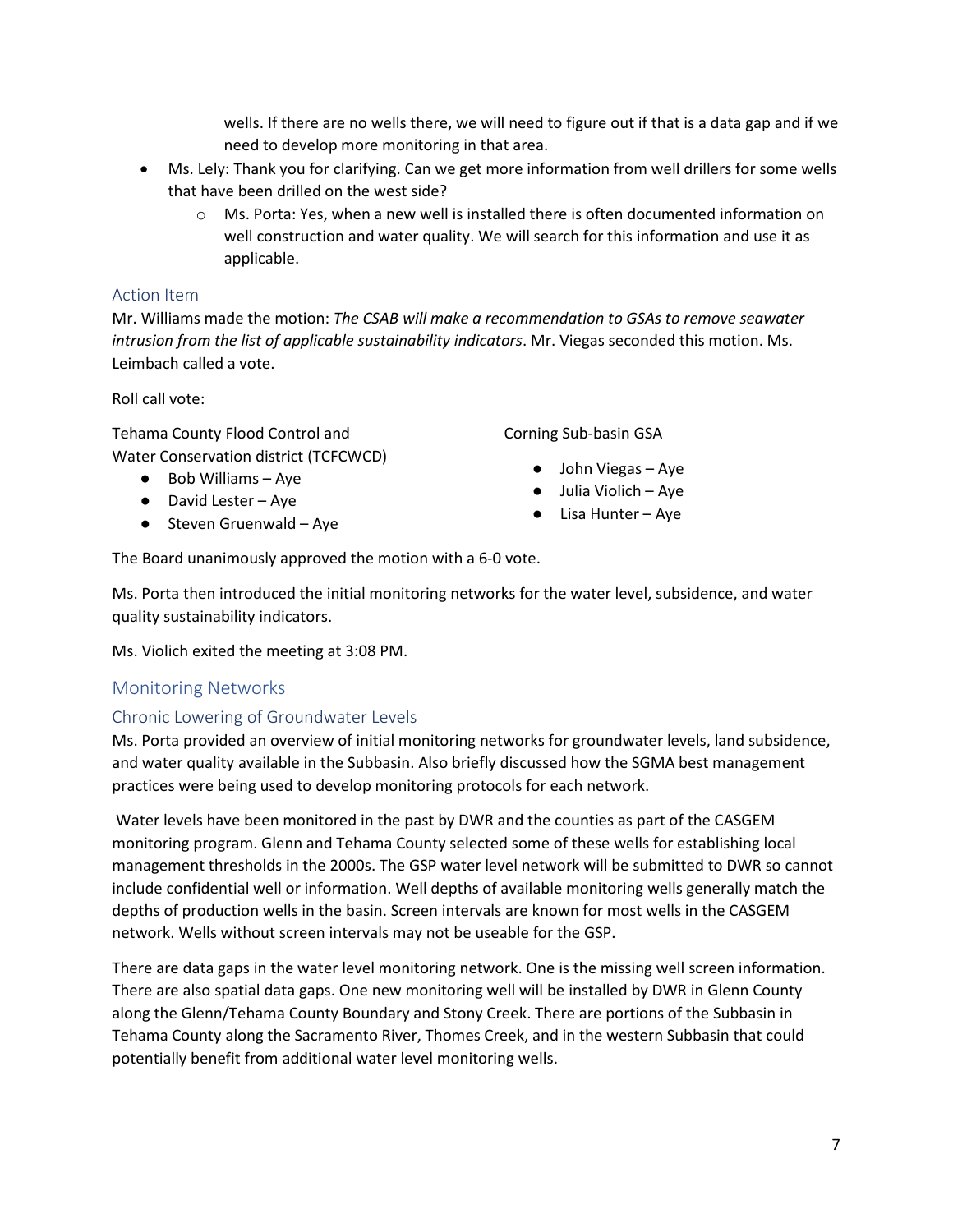wells. If there are no wells there, we will need to figure out if that is a data gap and if we need to develop more monitoring in that area.

- Ms. Lely: Thank you for clarifying. Can we get more information from well drillers for some wells that have been drilled on the west side?
  - Ms. Porta: Yes, when a new well is installed there is often documented information on well construction and water quality. We will search for this information and use it as applicable.

### Action Item

Mr. Williams made the motion: *The CSAB will make a recommendation to GSAs to remove seawater intrusion from the list of applicable sustainability indicators*. Mr. Viegas seconded this motion. Ms. Leimbach called a vote.

Roll call vote:

Tehama County Flood Control and Water Conservation district (TCFCWCD)

- Bob Williams – Aye
- David Lester – Aye
- Steven Gruenwald – Aye

Corning Sub-basin GSA

- John Viegas – Aye
- Julia Violich – Aye
- Lisa Hunter – Aye

The Board unanimously approved the motion with a 6-0 vote.

Ms. Porta then introduced the initial monitoring networks for the water level, subsidence, and water quality sustainability indicators.

Ms. Violich exited the meeting at 3:08 PM.

## Monitoring Networks

### Chronic Lowering of Groundwater Levels

Ms. Porta provided an overview of initial monitoring networks for groundwater levels, land subsidence, and water quality available in the Subbasin. Also briefly discussed how the SGMA best management practices were being used to develop monitoring protocols for each network.

Water levels have been monitored in the past by DWR and the counties as part of the CASGEM monitoring program. Glenn and Tehama County selected some of these wells for establishing local management thresholds in the 2000s. The GSP water level network will be submitted to DWR so cannot include confidential well or information. Well depths of available monitoring wells generally match the depths of production wells in the basin. Screen intervals are known for most wells in the CASGEM network. Wells without screen intervals may not be useable for the GSP.

There are data gaps in the water level monitoring network. One is the missing well screen information. There are also spatial data gaps. One new monitoring well will be installed by DWR in Glenn County along the Glenn/Tehama County Boundary and Stony Creek. There are portions of the Subbasin in Tehama County along the Sacramento River, Thomes Creek, and in the western Subbasin that could potentially benefit from additional water level monitoring wells.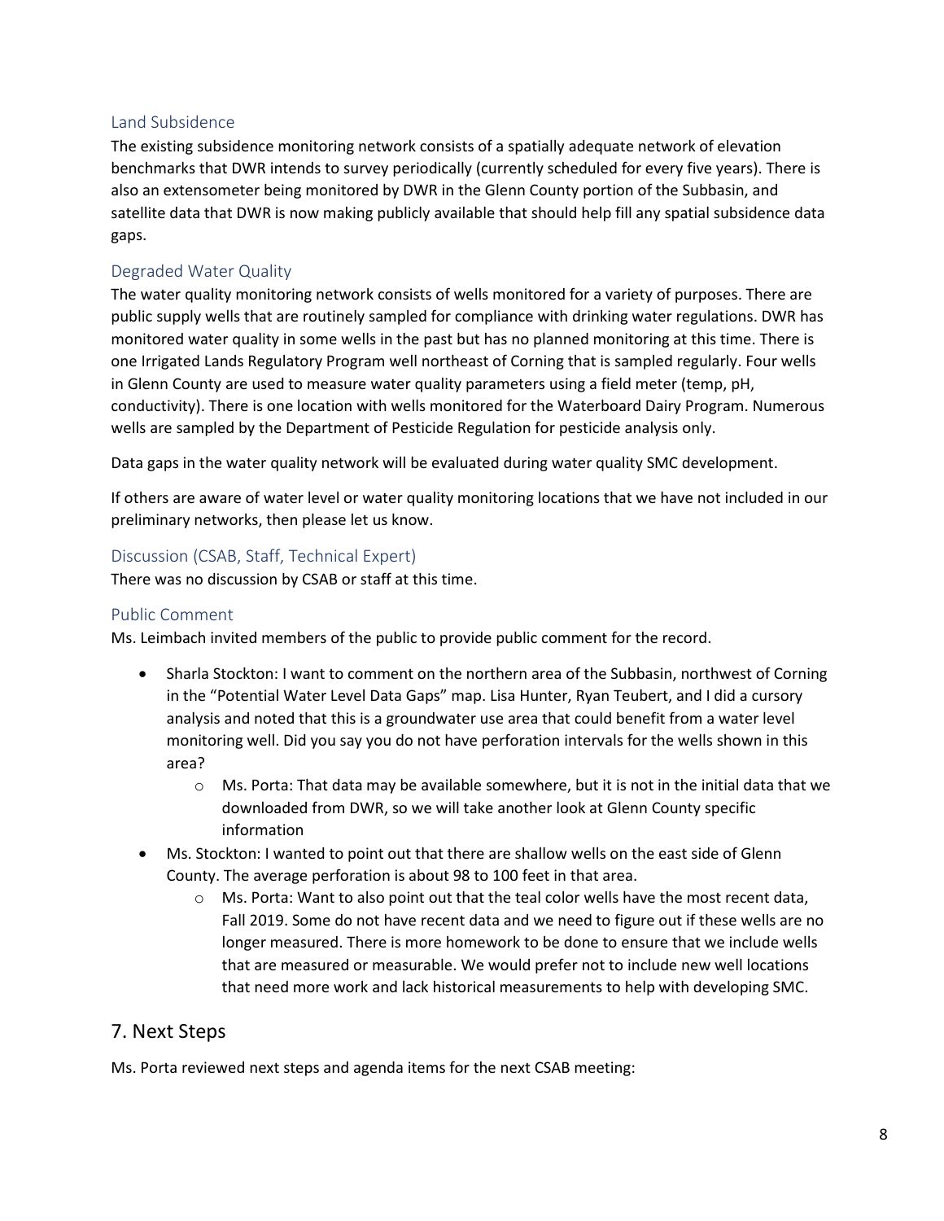### Land Subsidence

The existing subsidence monitoring network consists of a spatially adequate network of elevation benchmarks that DWR intends to survey periodically (currently scheduled for every five years). There is also an extensometer being monitored by DWR in the Glenn County portion of the Subbasin, and satellite data that DWR is now making publicly available that should help fill any spatial subsidence data gaps.

### Degraded Water Quality

The water quality monitoring network consists of wells monitored for a variety of purposes. There are public supply wells that are routinely sampled for compliance with drinking water regulations. DWR has monitored water quality in some wells in the past but has no planned monitoring at this time. There is one Irrigated Lands Regulatory Program well northeast of Corning that is sampled regularly. Four wells in Glenn County are used to measure water quality parameters using a field meter (temp, pH, conductivity). There is one location with wells monitored for the Waterboard Dairy Program. Numerous wells are sampled by the Department of Pesticide Regulation for pesticide analysis only.

Data gaps in the water quality network will be evaluated during water quality SMC development.

If others are aware of water level or water quality monitoring locations that we have not included in our preliminary networks, then please let us know.

### Discussion (CSAB, Staff, Technical Expert)

There was no discussion by CSAB or staff at this time.

### Public Comment

Ms. Leimbach invited members of the public to provide public comment for the record.

- Sharla Stockton: I want to comment on the northern area of the Subbasin, northwest of Corning in the "Potential Water Level Data Gaps" map. Lisa Hunter, Ryan Teubert, and I did a cursory analysis and noted that this is a groundwater use area that could benefit from a water level monitoring well. Did you say you do not have perforation intervals for the wells shown in this area?
    - Ms. Porta: That data may be available somewhere, but it is not in the initial data that we downloaded from DWR, so we will take another look at Glenn County specific information
- Ms. Stockton: I wanted to point out that there are shallow wells on the east side of Glenn County. The average perforation is about 98 to 100 feet in that area.
    - Ms. Porta: Want to also point out that the teal color wells have the most recent data, Fall 2019. Some do not have recent data and we need to figure out if these wells are no longer measured. There is more homework to be done to ensure that we include wells that are measured or measurable. We would prefer not to include new well locations that need more work and lack historical measurements to help with developing SMC.

## 7. Next Steps

Ms. Porta reviewed next steps and agenda items for the next CSAB meeting: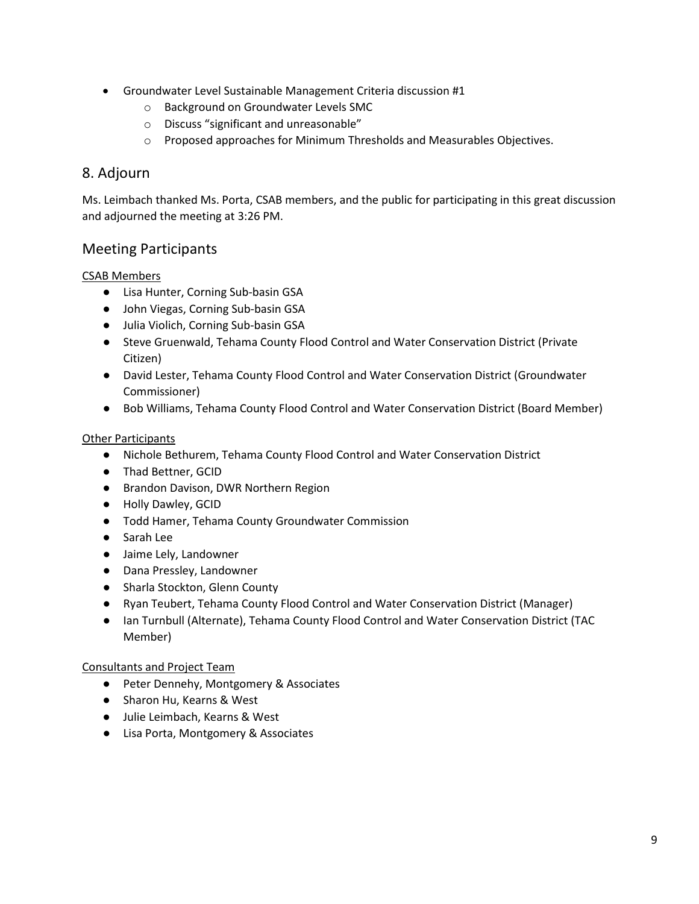- Groundwater Level Sustainable Management Criteria discussion #1
    - Background on Groundwater Levels SMC
    - Discuss "significant and unreasonable"
    - Proposed approaches for Minimum Thresholds and Measurables Objectives.

## 8. Adjourn

Ms. Leimbach thanked Ms. Porta, CSAB members, and the public for participating in this great discussion and adjourned the meeting at 3:26 PM.

## Meeting Participants

<u>CSAB Members</u>

- Lisa Hunter, Corning Sub-basin GSA
- John Viegas, Corning Sub-basin GSA
- Julia Violich, Corning Sub-basin GSA
- Steve Gruenwald, Tehama County Flood Control and Water Conservation District (Private Citizen)
- David Lester, Tehama County Flood Control and Water Conservation District (Groundwater Commissioner)
- Bob Williams, Tehama County Flood Control and Water Conservation District (Board Member)

<u>Other Participants</u>

- Nichole Bethurem, Tehama County Flood Control and Water Conservation District
- Thad Bettner, GCID
- Brandon Davison, DWR Northern Region
- Holly Dawley, GCID
- Todd Hamer, Tehama County Groundwater Commission
- Sarah Lee
- Jaime Lely, Landowner
- Dana Pressley, Landowner
- Sharla Stockton, Glenn County
- Ryan Teubert, Tehama County Flood Control and Water Conservation District (Manager)
- Ian Turnbull (Alternate), Tehama County Flood Control and Water Conservation District (TAC Member)

<u>Consultants and Project Team</u>

- Peter Dennehy, Montgomery & Associates
- Sharon Hu, Kearns & West
- Julie Leimbach, Kearns & West
- Lisa Porta, Montgomery & Associates